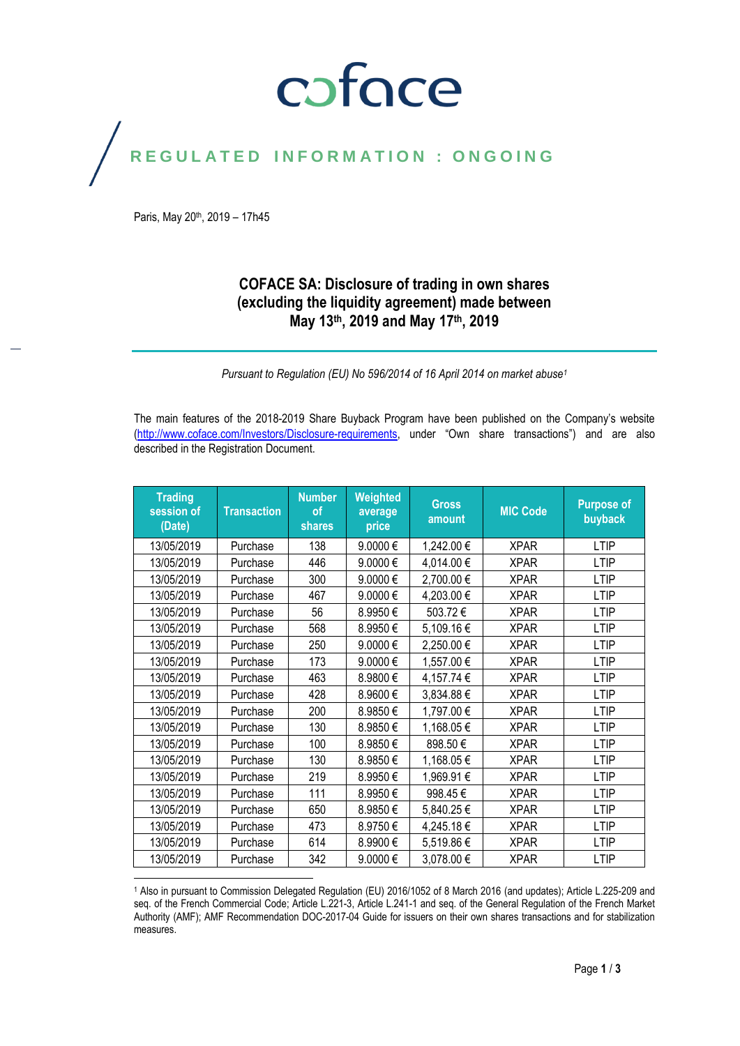coface

# REGULATED INFORMATION : ONGOING

Paris, May 20th, 2019 – 17h45

## COFACE SA: Disclosure of trading in own shares (excluding the liquidity agreement) made between May 13th, 2019 and May 17th, 2019

*Pursuant to Regulation (EU) No 596/2014 of 16 April 2014 on market abuse[1]*

The main features of the 2018-2019 Share Buyback Program have been published on the Company's website (http://www.coface.com/Investors/Disclosure-requirements, under "Own share transactions") and are also described in the Registration Document.

| Trading session of (Date) | Transaction | Number of shares | Weighted average price | Gross amount | MIC Code | Purpose of buyback |
|---|---|---|---|---|---|---|
| 13/05/2019 | Purchase | 138 | 9.0000 € | 1,242.00 € | XPAR | LTIP |
| 13/05/2019 | Purchase | 446 | 9.0000 € | 4,014.00 € | XPAR | LTIP |
| 13/05/2019 | Purchase | 300 | 9.0000 € | 2,700.00 € | XPAR | LTIP |
| 13/05/2019 | Purchase | 467 | 9.0000 € | 4,203.00 € | XPAR | LTIP |
| 13/05/2019 | Purchase | 56 | 8.9950 € | 503.72 € | XPAR | LTIP |
| 13/05/2019 | Purchase | 568 | 8.9950 € | 5,109.16 € | XPAR | LTIP |
| 13/05/2019 | Purchase | 250 | 9.0000 € | 2,250.00 € | XPAR | LTIP |
| 13/05/2019 | Purchase | 173 | 9.0000 € | 1,557.00 € | XPAR | LTIP |
| 13/05/2019 | Purchase | 463 | 8.9800 € | 4,157.74 € | XPAR | LTIP |
| 13/05/2019 | Purchase | 428 | 8.9600 € | 3,834.88 € | XPAR | LTIP |
| 13/05/2019 | Purchase | 200 | 8.9850 € | 1,797.00 € | XPAR | LTIP |
| 13/05/2019 | Purchase | 130 | 8.9850 € | 1,168.05 € | XPAR | LTIP |
| 13/05/2019 | Purchase | 100 | 8.9850 € | 898.50 € | XPAR | LTIP |
| 13/05/2019 | Purchase | 130 | 8.9850 € | 1,168.05 € | XPAR | LTIP |
| 13/05/2019 | Purchase | 219 | 8.9950 € | 1,969.91 € | XPAR | LTIP |
| 13/05/2019 | Purchase | 111 | 8.9950 € | 998.45 € | XPAR | LTIP |
| 13/05/2019 | Purchase | 650 | 8.9850 € | 5,840.25 € | XPAR | LTIP |
| 13/05/2019 | Purchase | 473 | 8.9750 € | 4,245.18 € | XPAR | LTIP |
| 13/05/2019 | Purchase | 614 | 8.9900 € | 5,519.86 € | XPAR | LTIP |
| 13/05/2019 | Purchase | 342 | 9.0000 € | 3,078.00 € | XPAR | LTIP |

[1] Also in pursuant to Commission Delegated Regulation (EU) 2016/1052 of 8 March 2016 (and updates); Article L.225-209 and seq. of the French Commercial Code; Article L.221-3, Article L.241-1 and seq. of the General Regulation of the French Market Authority (AMF); AMF Recommendation DOC-2017-04 Guide for issuers on their own shares transactions and for stabilization measures.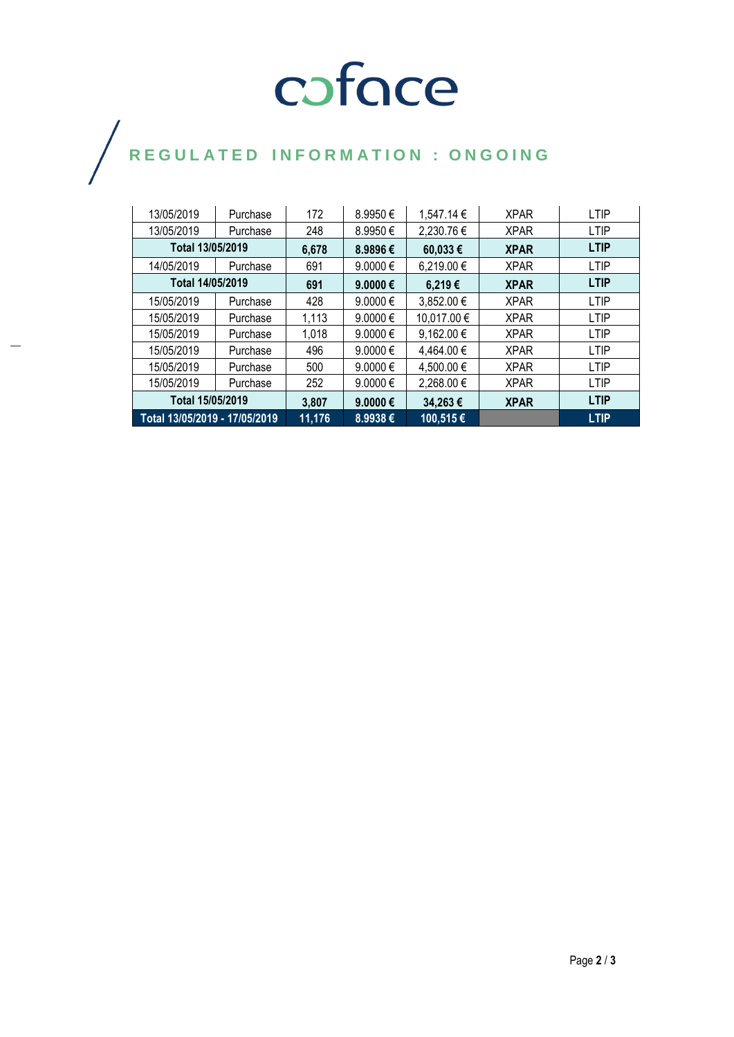# coface

## REGULATED INFORMATION : ONGOING

| | | | | | | |
|---|---|---|---|---|---|---|
| 13/05/2019 | Purchase | 172 | 8.9950 € | 1,547.14 € | XPAR | LTIP |
| 13/05/2019 | Purchase | 248 | 8.9950 € | 2,230.76 € | XPAR | LTIP |
| **Total 13/05/2019** | | **6,678** | **8.9896 €** | **60,033 €** | **XPAR** | **LTIP** |
| 14/05/2019 | Purchase | 691 | 9.0000 € | 6,219.00 € | XPAR | LTIP |
| **Total 14/05/2019** | | **691** | **9.0000 €** | **6,219 €** | **XPAR** | **LTIP** |
| 15/05/2019 | Purchase | 428 | 9.0000 € | 3,852.00 € | XPAR | LTIP |
| 15/05/2019 | Purchase | 1,113 | 9.0000 € | 10,017.00 € | XPAR | LTIP |
| 15/05/2019 | Purchase | 1,018 | 9.0000 € | 9,162.00 € | XPAR | LTIP |
| 15/05/2019 | Purchase | 496 | 9.0000 € | 4,464.00 € | XPAR | LTIP |
| 15/05/2019 | Purchase | 500 | 9.0000 € | 4,500.00 € | XPAR | LTIP |
| 15/05/2019 | Purchase | 252 | 9.0000 € | 2,268.00 € | XPAR | LTIP |
| **Total 15/05/2019** | | **3,807** | **9.0000 €** | **34,263 €** | **XPAR** | **LTIP** |
| **Total 13/05/2019 - 17/05/2019** | | **11,176** | **8.9938 €** | **100,515 €** | | **LTIP** |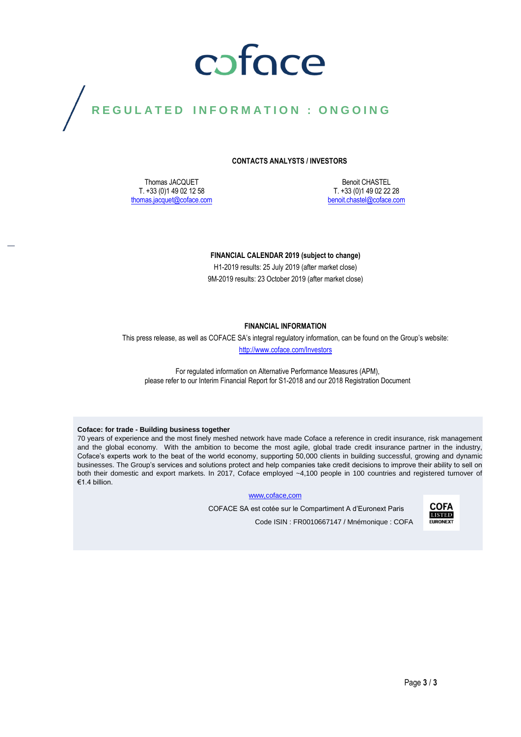# REGULATED INFORMATION : ONGOING

**CONTACTS ANALYSTS / INVESTORS**

Thomas JACQUET
T. +33 (0)1 49 02 12 58
thomas.jacquet@coface.com

Benoit CHASTEL
T. +33 (0)1 49 02 22 28
benoit.chastel@coface.com

**FINANCIAL CALENDAR 2019 (subject to change)**

H1-2019 results: 25 July 2019 (after market close)
9M-2019 results: 23 October 2019 (after market close)

**FINANCIAL INFORMATION**

This press release, as well as COFACE SA's integral regulatory information, can be found on the Group's website:
http://www.coface.com/Investors

For regulated information on Alternative Performance Measures (APM),
please refer to our Interim Financial Report for S1-2018 and our 2018 Registration Document

**Coface: for trade - Building business together**

70 years of experience and the most finely meshed network have made Coface a reference in credit insurance, risk management and the global economy. With the ambition to become the most agile, global trade credit insurance partner in the industry, Coface's experts work to the beat of the world economy, supporting 50,000 clients in building successful, growing and dynamic businesses. The Group's services and solutions protect and help companies take credit decisions to improve their ability to sell on both their domestic and export markets. In 2017, Coface employed ~4,100 people in 100 countries and registered turnover of €1.4 billion.

www,coface,com

COFACE SA est cotée sur le Compartiment A d'Euronext Paris

Code ISIN : FR0010667147 / Mnémonique : COFA

COFA LISTED EURONEXT